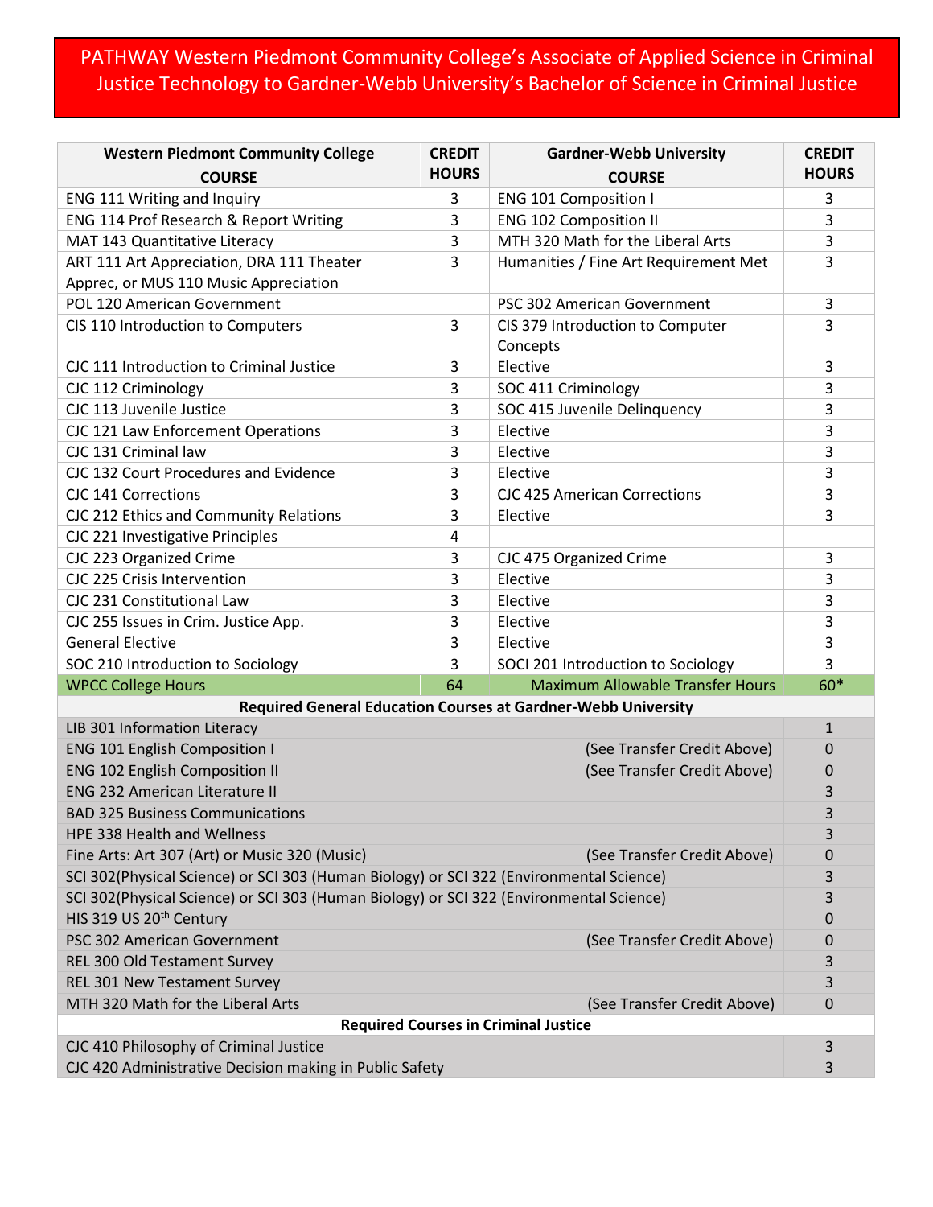# PATHWAY Western Piedmont Community College's Associate of Applied Science in Criminal Justice Technology to Gardner-Webb University's Bachelor of Science in Criminal Justice

| Western Piedmont Community College COURSE | CREDIT HOURS | Gardner-Webb University COURSE | CREDIT HOURS |
|---|---|---|---|
| ENG 111 Writing and Inquiry | 3 | ENG 101 Composition I | 3 |
| ENG 114 Prof Research & Report Writing | 3 | ENG 102 Composition II | 3 |
| MAT 143 Quantitative Literacy | 3 | MTH 320 Math for the Liberal Arts | 3 |
| ART 111 Art Appreciation, DRA 111 Theater Apprec, or MUS 110 Music Appreciation | 3 | Humanities / Fine Art Requirement Met | 3 |
| POL 120 American Government | | PSC 302 American Government | 3 |
| CIS 110 Introduction to Computers | 3 | CIS 379 Introduction to Computer Concepts | 3 |
| CJC 111 Introduction to Criminal Justice | 3 | Elective | 3 |
| CJC 112 Criminology | 3 | SOC 411 Criminology | 3 |
| CJC 113 Juvenile Justice | 3 | SOC 415 Juvenile Delinquency | 3 |
| CJC 121 Law Enforcement Operations | 3 | Elective | 3 |
| CJC 131 Criminal law | 3 | Elective | 3 |
| CJC 132 Court Procedures and Evidence | 3 | Elective | 3 |
| CJC 141 Corrections | 3 | CJC 425 American Corrections | 3 |
| CJC 212 Ethics and Community Relations | 3 | Elective | 3 |
| CJC 221 Investigative Principles | 4 | | |
| CJC 223 Organized Crime | 3 | CJC 475 Organized Crime | 3 |
| CJC 225 Crisis Intervention | 3 | Elective | 3 |
| CJC 231 Constitutional Law | 3 | Elective | 3 |
| CJC 255 Issues in Crim. Justice App. | 3 | Elective | 3 |
| General Elective | 3 | Elective | 3 |
| SOC 210 Introduction to Sociology | 3 | SOCI 201 Introduction to Sociology | 3 |
| WPCC College Hours | 64 | Maximum Allowable Transfer Hours | 60* |

| Required General Education Courses at Gardner-Webb University | | |
|---|---|---|
| LIB 301 Information Literacy | | 1 |
| ENG 101 English Composition I | (See Transfer Credit Above) | 0 |
| ENG 102 English Composition II | (See Transfer Credit Above) | 0 |
| ENG 232 American Literature II | | 3 |
| BAD 325 Business Communications | | 3 |
| HPE 338 Health and Wellness | | 3 |
| Fine Arts: Art 307 (Art) or Music 320 (Music) | (See Transfer Credit Above) | 0 |
| SCI 302(Physical Science) or SCI 303 (Human Biology) or SCI 322 (Environmental Science) | | 3 |
| SCI 302(Physical Science) or SCI 303 (Human Biology) or SCI 322 (Environmental Science) | | 3 |
| HIS 319 US 20th Century | | 0 |
| PSC 302 American Government | (See Transfer Credit Above) | 0 |
| REL 300 Old Testament Survey | | 3 |
| REL 301 New Testament Survey | | 3 |
| MTH 320 Math for the Liberal Arts | (See Transfer Credit Above) | 0 |
| **Required Courses in Criminal Justice** | | |
| CJC 410 Philosophy of Criminal Justice | | 3 |
| CJC 420 Administrative Decision making in Public Safety | | 3 |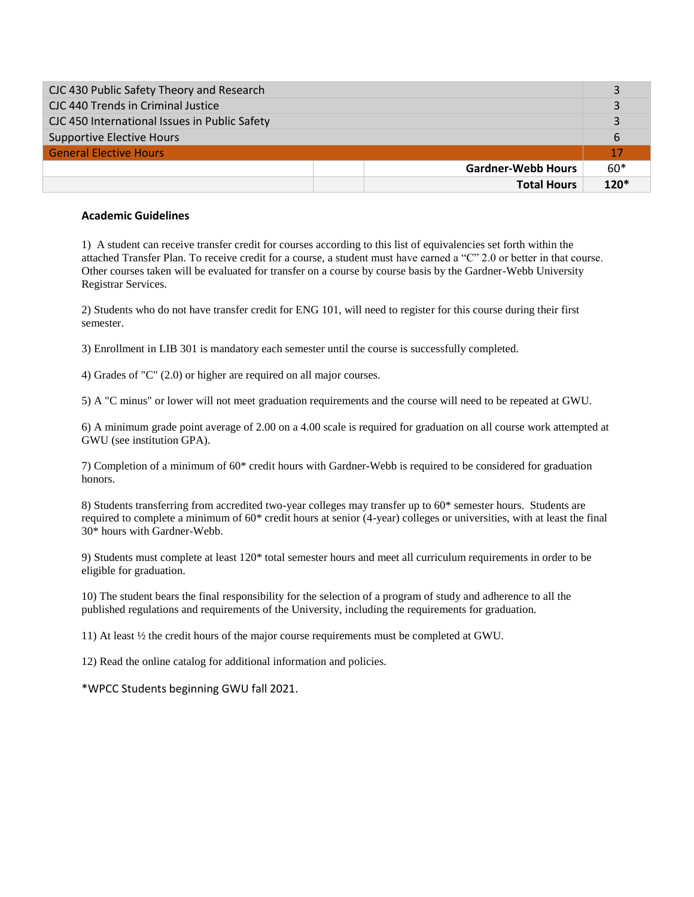| | | | |
|---|---|---|---|
| CJC 430 Public Safety Theory and Research | | | 3 |
| CJC 440 Trends in Criminal Justice | | | 3 |
| CJC 450 International Issues in Public Safety | | | 3 |
| Supportive Elective Hours | | | 6 |
| General Elective Hours | | | 17 |
| | | **Gardner-Webb Hours** | 60* |
| | | **Total Hours** | **120*** |

**Academic Guidelines**

1) A student can receive transfer credit for courses according to this list of equivalencies set forth within the attached Transfer Plan. To receive credit for a course, a student must have earned a "C" 2.0 or better in that course. Other courses taken will be evaluated for transfer on a course by course basis by the Gardner-Webb University Registrar Services.

2) Students who do not have transfer credit for ENG 101, will need to register for this course during their first semester.

3) Enrollment in LIB 301 is mandatory each semester until the course is successfully completed.

4) Grades of "C" (2.0) or higher are required on all major courses.

5) A "C minus" or lower will not meet graduation requirements and the course will need to be repeated at GWU.

6) A minimum grade point average of 2.00 on a 4.00 scale is required for graduation on all course work attempted at GWU (see institution GPA).

7) Completion of a minimum of 60* credit hours with Gardner-Webb is required to be considered for graduation honors.

8) Students transferring from accredited two-year colleges may transfer up to 60* semester hours. Students are required to complete a minimum of 60* credit hours at senior (4-year) colleges or universities, with at least the final 30* hours with Gardner-Webb.

9) Students must complete at least 120* total semester hours and meet all curriculum requirements in order to be eligible for graduation.

10) The student bears the final responsibility for the selection of a program of study and adherence to all the published regulations and requirements of the University, including the requirements for graduation.

11) At least ½ the credit hours of the major course requirements must be completed at GWU.

12) Read the online catalog for additional information and policies.

*WPCC Students beginning GWU fall 2021.